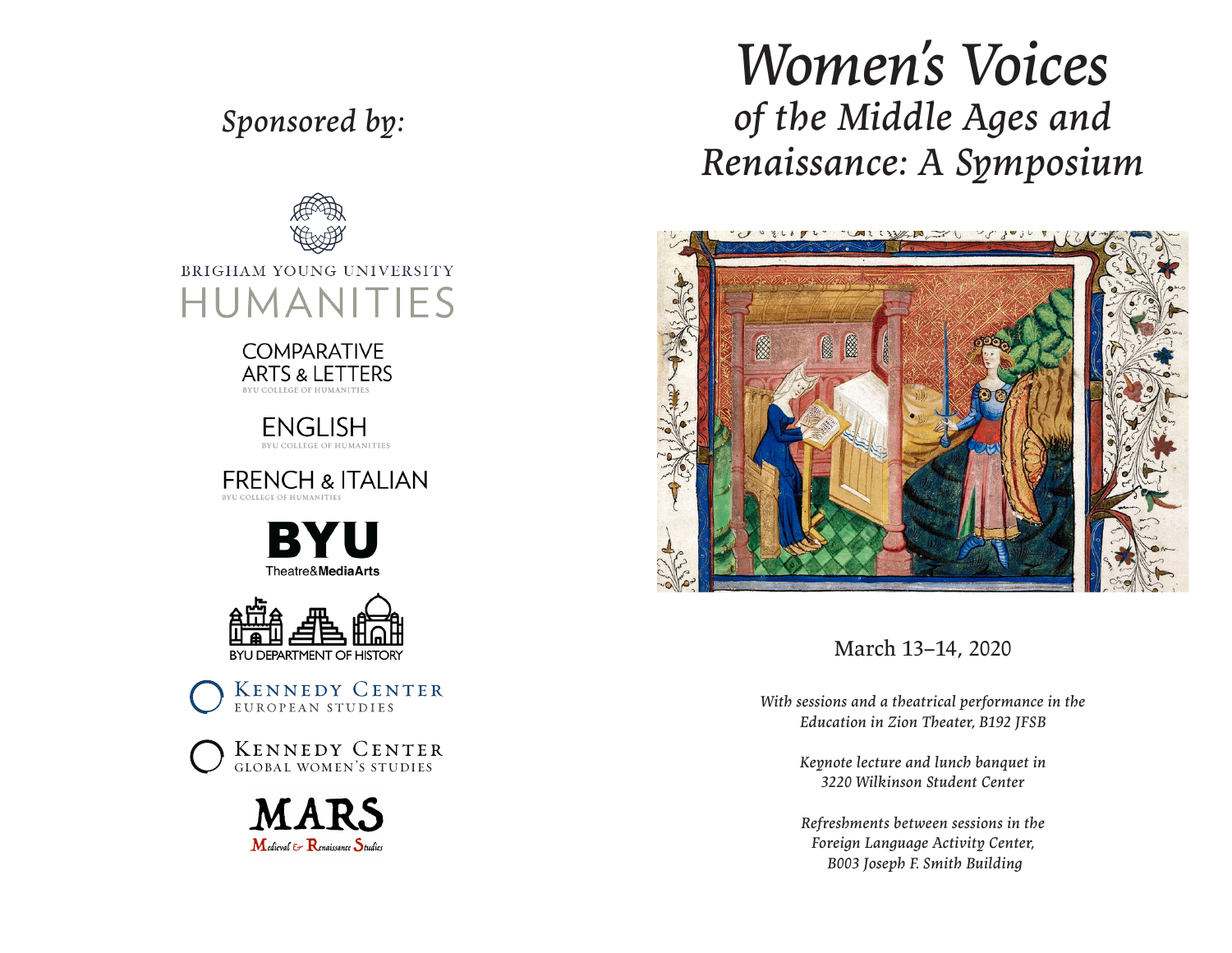*Sponsored by:*

BRIGHAM YOUNG UNIVERSITY
HUMANITIES

COMPARATIVE ARTS & LETTERS
BYU COLLEGE OF HUMANITIES

ENGLISH
BYU COLLEGE OF HUMANITIES

FRENCH & ITALIAN
BYU COLLEGE OF HUMANITIES

BYU
Theatre&MediaArts

BYU DEPARTMENT OF HISTORY

KENNEDY CENTER
EUROPEAN STUDIES

KENNEDY CENTER
GLOBAL WOMEN'S STUDIES

MARS
Medieval & Renaissance Studies

# *Women's Voices of the Middle Ages and Renaissance: A Symposium*

March 13–14, 2020

*With sessions and a theatrical performance in the Education in Zion Theater, B192 JFSB*

*Keynote lecture and lunch banquet in 3220 Wilkinson Student Center*

*Refreshments between sessions in the Foreign Language Activity Center, B003 Joseph F. Smith Building*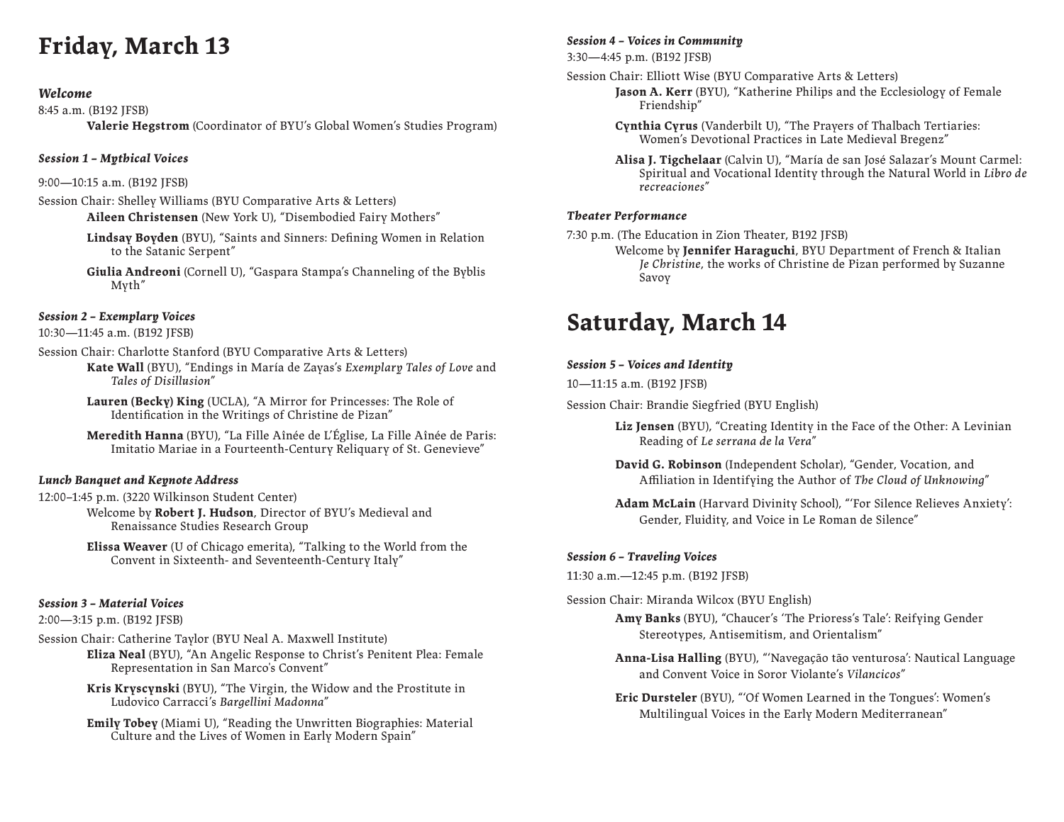# Friday, March 13

### *Welcome*

8:45 a.m. (B192 JFSB)

**Valerie Hegstrom** (Coordinator of BYU's Global Women's Studies Program)

### *Session 1 – Mythical Voices*

9:00—10:15 a.m. (B192 JFSB)

Session Chair: Shelley Williams (BYU Comparative Arts & Letters)

**Aileen Christensen** (New York U), "Disembodied Fairy Mothers"

**Lindsay Boyden** (BYU), "Saints and Sinners: Defining Women in Relation to the Satanic Serpent"

**Giulia Andreoni** (Cornell U), "Gaspara Stampa's Channeling of the Byblis Myth"

### *Session 2 – Exemplary Voices*

10:30—11:45 a.m. (B192 JFSB)

Session Chair: Charlotte Stanford (BYU Comparative Arts & Letters)

**Kate Wall** (BYU), "Endings in María de Zayas's *Exemplary Tales of Love* and *Tales of Disillusion*"

**Lauren (Becky) King** (UCLA), "A Mirror for Princesses: The Role of Identification in the Writings of Christine de Pizan"

**Meredith Hanna** (BYU), "La Fille Aînée de L'Église, La Fille Aînée de Paris: Imitatio Mariae in a Fourteenth-Century Reliquary of St. Genevieve"

### *Lunch Banquet and Keynote Address*

12:00–1:45 p.m. (3220 Wilkinson Student Center)

Welcome by **Robert J. Hudson**, Director of BYU's Medieval and Renaissance Studies Research Group

**Elissa Weaver** (U of Chicago emerita), "Talking to the World from the Convent in Sixteenth- and Seventeenth-Century Italy"

### *Session 3 – Material Voices*

2:00—3:15 p.m. (B192 JFSB)

Session Chair: Catherine Taylor (BYU Neal A. Maxwell Institute)

**Eliza Neal** (BYU), "An Angelic Response to Christ's Penitent Plea: Female Representation in San Marco's Convent"

**Kris Kryscynski** (BYU), "The Virgin, the Widow and the Prostitute in Ludovico Carracci's *Bargellini Madonna*"

**Emily Tobey** (Miami U), "Reading the Unwritten Biographies: Material Culture and the Lives of Women in Early Modern Spain"

### *Session 4 – Voices in Community*

3:30—4:45 p.m. (B192 JFSB)

Session Chair: Elliott Wise (BYU Comparative Arts & Letters)

**Jason A. Kerr** (BYU), "Katherine Philips and the Ecclesiology of Female Friendship"

**Cynthia Cyrus** (Vanderbilt U), "The Prayers of Thalbach Tertiaries: Women's Devotional Practices in Late Medieval Bregenz"

**Alisa J. Tigchelaar** (Calvin U), "María de san José Salazar's Mount Carmel: Spiritual and Vocational Identity through the Natural World in *Libro de recreaciones*"

### *Theater Performance*

7:30 p.m. (The Education in Zion Theater, B192 JFSB)

Welcome by **Jennifer Haraguchi**, BYU Department of French & Italian

*Je Christine*, the works of Christine de Pizan performed by Suzanne Savoy

# Saturday, March 14

### *Session 5 – Voices and Identity*

10—11:15 a.m. (B192 JFSB)

Session Chair: Brandie Siegfried (BYU English)

**Liz Jensen** (BYU), "Creating Identity in the Face of the Other: A Levinian Reading of *Le serrana de la Vera*"

**David G. Robinson** (Independent Scholar), "Gender, Vocation, and Affiliation in Identifying the Author of *The Cloud of Unknowing*"

**Adam McLain** (Harvard Divinity School), "'For Silence Relieves Anxiety': Gender, Fluidity, and Voice in Le Roman de Silence"

### *Session 6 – Traveling Voices*

11:30 a.m.—12:45 p.m. (B192 JFSB)

Session Chair: Miranda Wilcox (BYU English)

**Amy Banks** (BYU), "Chaucer's 'The Prioress's Tale': Reifying Gender Stereotypes, Antisemitism, and Orientalism"

**Anna-Lisa Halling** (BYU), "'Navegação tão venturosa': Nautical Language and Convent Voice in Soror Violante's *Vilancicos*"

**Eric Dursteler** (BYU), "'Of Women Learned in the Tongues': Women's Multilingual Voices in the Early Modern Mediterranean"